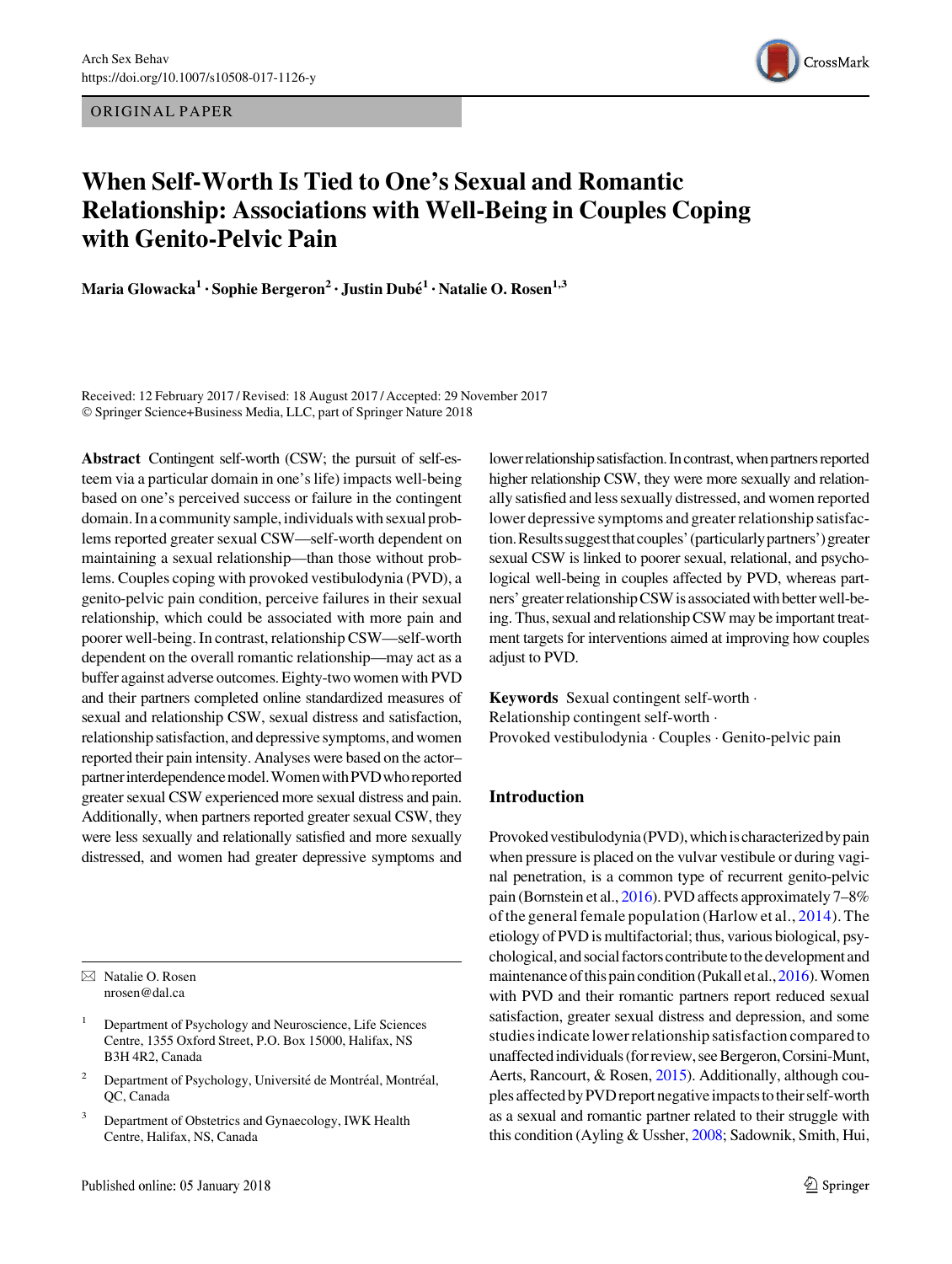ORIGINAL PAPER

# When Self-Worth Is Tied to One's Sexual and Romantic Relationship: Associations with Well-Being in Couples Coping with Genito-Pelvic Pain

**Maria Glowacka[1] · Sophie Bergeron[2] · Justin Dubé[1] · Natalie O. Rosen[1,3]**

Received: 12 February 2017 / Revised: 18 August 2017 / Accepted: 29 November 2017
© Springer Science+Business Media, LLC, part of Springer Nature 2018

**Abstract** Contingent self-worth (CSW; the pursuit of self-esteem via a particular domain in one's life) impacts well-being based on one's perceived success or failure in the contingent domain. In a community sample, individuals with sexual problems reported greater sexual CSW—self-worth dependent on maintaining a sexual relationship—than those without problems. Couples coping with provoked vestibulodynia (PVD), a genito-pelvic pain condition, perceive failures in their sexual relationship, which could be associated with more pain and poorer well-being. In contrast, relationship CSW—self-worth dependent on the overall romantic relationship—may act as a buffer against adverse outcomes. Eighty-two women with PVD and their partners completed online standardized measures of sexual and relationship CSW, sexual distress and satisfaction, relationship satisfaction, and depressive symptoms, and women reported their pain intensity. Analyses were based on the actor–partner interdependence model. Women with PVD who reported greater sexual CSW experienced more sexual distress and pain. Additionally, when partners reported greater sexual CSW, they were less sexually and relationally satisfied and more sexually distressed, and women had greater depressive symptoms and lower relationship satisfaction. In contrast, when partners reported higher relationship CSW, they were more sexually and relationally satisfied and less sexually distressed, and women reported lower depressive symptoms and greater relationship satisfaction. Results suggest that couples' (particularly partners') greater sexual CSW is linked to poorer sexual, relational, and psychological well-being in couples affected by PVD, whereas partners' greater relationship CSW is associated with better well-being. Thus, sexual and relationship CSW may be important treatment targets for interventions aimed at improving how couples adjust to PVD.

**Keywords** Sexual contingent self-worth · Relationship contingent self-worth · Provoked vestibulodynia · Couples · Genito-pelvic pain

## Introduction

Provoked vestibulodynia (PVD), which is characterized by pain when pressure is placed on the vulvar vestibule or during vaginal penetration, is a common type of recurrent genito-pelvic pain (Bornstein et al., 2016). PVD affects approximately 7–8% of the general female population (Harlow et al., 2014). The etiology of PVD is multifactorial; thus, various biological, psychological, and social factors contribute to the development and maintenance of this pain condition (Pukall et al., 2016). Women with PVD and their romantic partners report reduced sexual satisfaction, greater sexual distress and depression, and some studies indicate lower relationship satisfaction compared to unaffected individuals (for review, see Bergeron, Corsini-Munt, Aerts, Rancourt, & Rosen, 2015). Additionally, although couples affected by PVD report negative impacts to their self-worth as a sexual and romantic partner related to their struggle with this condition (Ayling & Ussher, 2008; Sadownik, Smith, Hui,

---

✉ Natalie O. Rosen
nrosen@dal.ca

[1] Department of Psychology and Neuroscience, Life Sciences Centre, 1355 Oxford Street, P.O. Box 15000, Halifax, NS B3H 4R2, Canada

[2] Department of Psychology, Université de Montréal, Montréal, QC, Canada

[3] Department of Obstetrics and Gynaecology, IWK Health Centre, Halifax, NS, Canada

Published online: 05 January 2018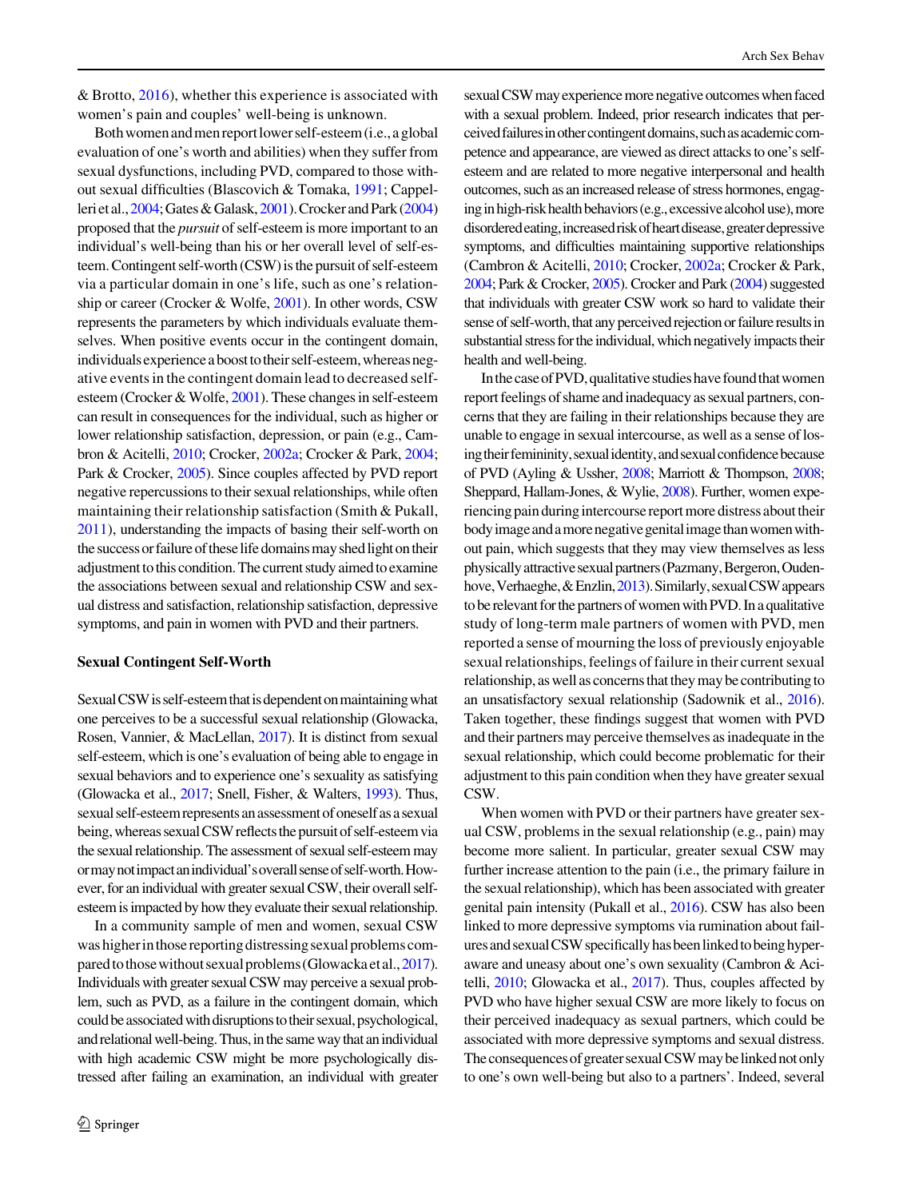& Brotto, 2016), whether this experience is associated with women's pain and couples' well-being is unknown.

Both women and men report lower self-esteem (i.e., a global evaluation of one's worth and abilities) when they suffer from sexual dysfunctions, including PVD, compared to those without sexual difficulties (Blascovich & Tomaka, 1991; Cappelleri et al., 2004; Gates & Galask, 2001). Crocker and Park (2004) proposed that the *pursuit* of self-esteem is more important to an individual's well-being than his or her overall level of self-esteem. Contingent self-worth (CSW) is the pursuit of self-esteem via a particular domain in one's life, such as one's relationship or career (Crocker & Wolfe, 2001). In other words, CSW represents the parameters by which individuals evaluate themselves. When positive events occur in the contingent domain, individuals experience a boost to their self-esteem, whereas negative events in the contingent domain lead to decreased self-esteem (Crocker & Wolfe, 2001). These changes in self-esteem can result in consequences for the individual, such as higher or lower relationship satisfaction, depression, or pain (e.g., Cambron & Acitelli, 2010; Crocker, 2002a; Crocker & Park, 2004; Park & Crocker, 2005). Since couples affected by PVD report negative repercussions to their sexual relationships, while often maintaining their relationship satisfaction (Smith & Pukall, 2011), understanding the impacts of basing their self-worth on the success or failure of these life domains may shed light on their adjustment to this condition. The current study aimed to examine the associations between sexual and relationship CSW and sexual distress and satisfaction, relationship satisfaction, depressive symptoms, and pain in women with PVD and their partners.

### Sexual Contingent Self-Worth

Sexual CSW is self-esteem that is dependent on maintaining what one perceives to be a successful sexual relationship (Glowacka, Rosen, Vannier, & MacLellan, 2017). It is distinct from sexual self-esteem, which is one's evaluation of being able to engage in sexual behaviors and to experience one's sexuality as satisfying (Glowacka et al., 2017; Snell, Fisher, & Walters, 1993). Thus, sexual self-esteem represents an assessment of oneself as a sexual being, whereas sexual CSW reflects the pursuit of self-esteem via the sexual relationship. The assessment of sexual self-esteem may or may not impact an individual's overall sense of self-worth. However, for an individual with greater sexual CSW, their overall self-esteem is impacted by how they evaluate their sexual relationship.

In a community sample of men and women, sexual CSW was higher in those reporting distressing sexual problems compared to those without sexual problems (Glowacka et al., 2017). Individuals with greater sexual CSW may perceive a sexual problem, such as PVD, as a failure in the contingent domain, which could be associated with disruptions to their sexual, psychological, and relational well-being. Thus, in the same way that an individual with high academic CSW might be more psychologically distressed after failing an examination, an individual with greater sexual CSW may experience more negative outcomes when faced with a sexual problem. Indeed, prior research indicates that perceived failures in other contingent domains, such as academic competence and appearance, are viewed as direct attacks to one's self-esteem and are related to more negative interpersonal and health outcomes, such as an increased release of stress hormones, engaging in high-risk health behaviors (e.g., excessive alcohol use), more disordered eating, increased risk of heart disease, greater depressive symptoms, and difficulties maintaining supportive relationships (Cambron & Acitelli, 2010; Crocker, 2002a; Crocker & Park, 2004; Park & Crocker, 2005). Crocker and Park (2004) suggested that individuals with greater CSW work so hard to validate their sense of self-worth, that any perceived rejection or failure results in substantial stress for the individual, which negatively impacts their health and well-being.

In the case of PVD, qualitative studies have found that women report feelings of shame and inadequacy as sexual partners, concerns that they are failing in their relationships because they are unable to engage in sexual intercourse, as well as a sense of losing their femininity, sexual identity, and sexual confidence because of PVD (Ayling & Ussher, 2008; Marriott & Thompson, 2008; Sheppard, Hallam-Jones, & Wylie, 2008). Further, women experiencing pain during intercourse report more distress about their body image and a more negative genital image than women without pain, which suggests that they may view themselves as less physically attractive sexual partners (Pazmany, Bergeron, Oudenhove, Verhaeghe, & Enzlin, 2013). Similarly, sexual CSW appears to be relevant for the partners of women with PVD. In a qualitative study of long-term male partners of women with PVD, men reported a sense of mourning the loss of previously enjoyable sexual relationships, feelings of failure in their current sexual relationship, as well as concerns that they may be contributing to an unsatisfactory sexual relationship (Sadownik et al., 2016). Taken together, these findings suggest that women with PVD and their partners may perceive themselves as inadequate in the sexual relationship, which could become problematic for their adjustment to this pain condition when they have greater sexual CSW.

When women with PVD or their partners have greater sexual CSW, problems in the sexual relationship (e.g., pain) may become more salient. In particular, greater sexual CSW may further increase attention to the pain (i.e., the primary failure in the sexual relationship), which has been associated with greater genital pain intensity (Pukall et al., 2016). CSW has also been linked to more depressive symptoms via rumination about failures and sexual CSW specifically has been linked to being hyper-aware and uneasy about one's own sexuality (Cambron & Acitelli, 2010; Glowacka et al., 2017). Thus, couples affected by PVD who have higher sexual CSW are more likely to focus on their perceived inadequacy as sexual partners, which could be associated with more depressive symptoms and sexual distress. The consequences of greater sexual CSW may be linked not only to one's own well-being but also to a partners'. Indeed, several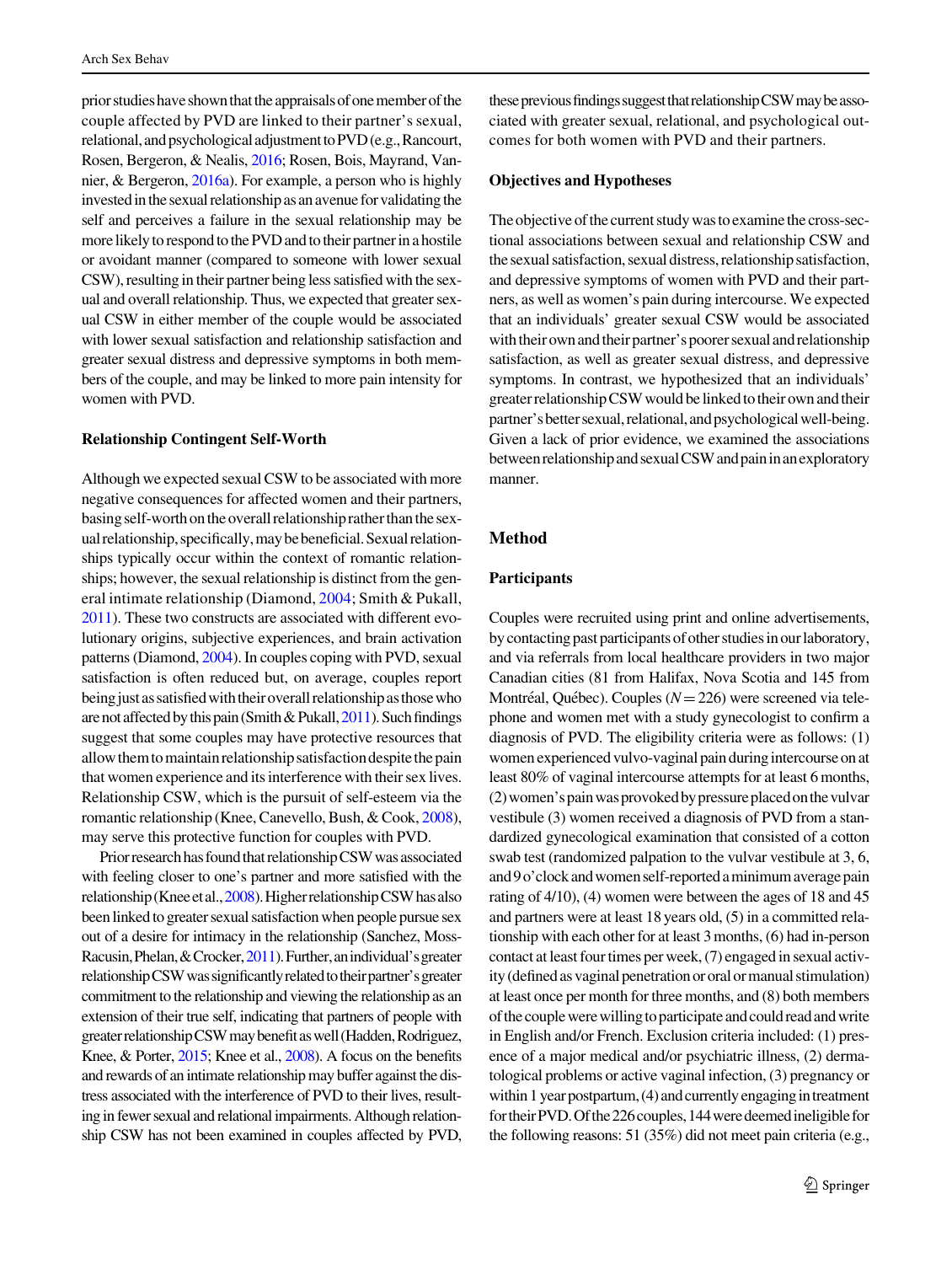prior studies have shown that the appraisals of one member of the couple affected by PVD are linked to their partner's sexual, relational, and psychological adjustment to PVD (e.g., Rancourt, Rosen, Bergeron, & Nealis, 2016; Rosen, Bois, Mayrand, Vannier, & Bergeron, 2016a). For example, a person who is highly invested in the sexual relationship as an avenue for validating the self and perceives a failure in the sexual relationship may be more likely to respond to the PVD and to their partner in a hostile or avoidant manner (compared to someone with lower sexual CSW), resulting in their partner being less satisfied with the sexual and overall relationship. Thus, we expected that greater sexual CSW in either member of the couple would be associated with lower sexual satisfaction and relationship satisfaction and greater sexual distress and depressive symptoms in both members of the couple, and may be linked to more pain intensity for women with PVD.

### Relationship Contingent Self-Worth

Although we expected sexual CSW to be associated with more negative consequences for affected women and their partners, basing self-worth on the overall relationship rather than the sexual relationship, specifically, may be beneficial. Sexual relationships typically occur within the context of romantic relationships; however, the sexual relationship is distinct from the general intimate relationship (Diamond, 2004; Smith & Pukall, 2011). These two constructs are associated with different evolutionary origins, subjective experiences, and brain activation patterns (Diamond, 2004). In couples coping with PVD, sexual satisfaction is often reduced but, on average, couples report being just as satisfied with their overall relationship as those who are not affected by this pain (Smith & Pukall, 2011). Such findings suggest that some couples may have protective resources that allow them to maintain relationship satisfaction despite the pain that women experience and its interference with their sex lives. Relationship CSW, which is the pursuit of self-esteem via the romantic relationship (Knee, Canevello, Bush, & Cook, 2008), may serve this protective function for couples with PVD.

Prior research has found that relationship CSW was associated with feeling closer to one's partner and more satisfied with the relationship (Knee et al., 2008). Higher relationship CSW has also been linked to greater sexual satisfaction when people pursue sex out of a desire for intimacy in the relationship (Sanchez, Moss-Racusin, Phelan, & Crocker, 2011). Further, an individual's greater relationship CSW was significantly related to their partner's greater commitment to the relationship and viewing the relationship as an extension of their true self, indicating that partners of people with greater relationship CSW may benefit as well (Hadden, Rodriguez, Knee, & Porter, 2015; Knee et al., 2008). A focus on the benefits and rewards of an intimate relationship may buffer against the distress associated with the interference of PVD to their lives, resulting in fewer sexual and relational impairments. Although relationship CSW has not been examined in couples affected by PVD, these previous findings suggest that relationship CSW may be associated with greater sexual, relational, and psychological outcomes for both women with PVD and their partners.

### Objectives and Hypotheses

The objective of the current study was to examine the cross-sectional associations between sexual and relationship CSW and the sexual satisfaction, sexual distress, relationship satisfaction, and depressive symptoms of women with PVD and their partners, as well as women's pain during intercourse. We expected that an individuals' greater sexual CSW would be associated with their own and their partner's poorer sexual and relationship satisfaction, as well as greater sexual distress, and depressive symptoms. In contrast, we hypothesized that an individuals' greater relationship CSW would be linked to their own and their partner's better sexual, relational, and psychological well-being. Given a lack of prior evidence, we examined the associations between relationship and sexual CSW and pain in an exploratory manner.

## Method

### Participants

Couples were recruited using print and online advertisements, by contacting past participants of other studies in our laboratory, and via referrals from local healthcare providers in two major Canadian cities (81 from Halifax, Nova Scotia and 145 from Montréal, Québec). Couples ($N = 226$) were screened via telephone and women met with a study gynecologist to confirm a diagnosis of PVD. The eligibility criteria were as follows: (1) women experienced vulvo-vaginal pain during intercourse on at least 80% of vaginal intercourse attempts for at least 6 months, (2) women's pain was provoked by pressure placed on the vulvar vestibule (3) women received a diagnosis of PVD from a standardized gynecological examination that consisted of a cotton swab test (randomized palpation to the vulvar vestibule at 3, 6, and 9 o'clock and women self-reported a minimum average pain rating of 4/10), (4) women were between the ages of 18 and 45 and partners were at least 18 years old, (5) in a committed relationship with each other for at least 3 months, (6) had in-person contact at least four times per week, (7) engaged in sexual activity (defined as vaginal penetration or oral or manual stimulation) at least once per month for three months, and (8) both members of the couple were willing to participate and could read and write in English and/or French. Exclusion criteria included: (1) presence of a major medical and/or psychiatric illness, (2) dermatological problems or active vaginal infection, (3) pregnancy or within 1 year postpartum, (4) and currently engaging in treatment for their PVD. Of the 226 couples, 144 were deemed ineligible for the following reasons: 51 (35%) did not meet pain criteria (e.g.,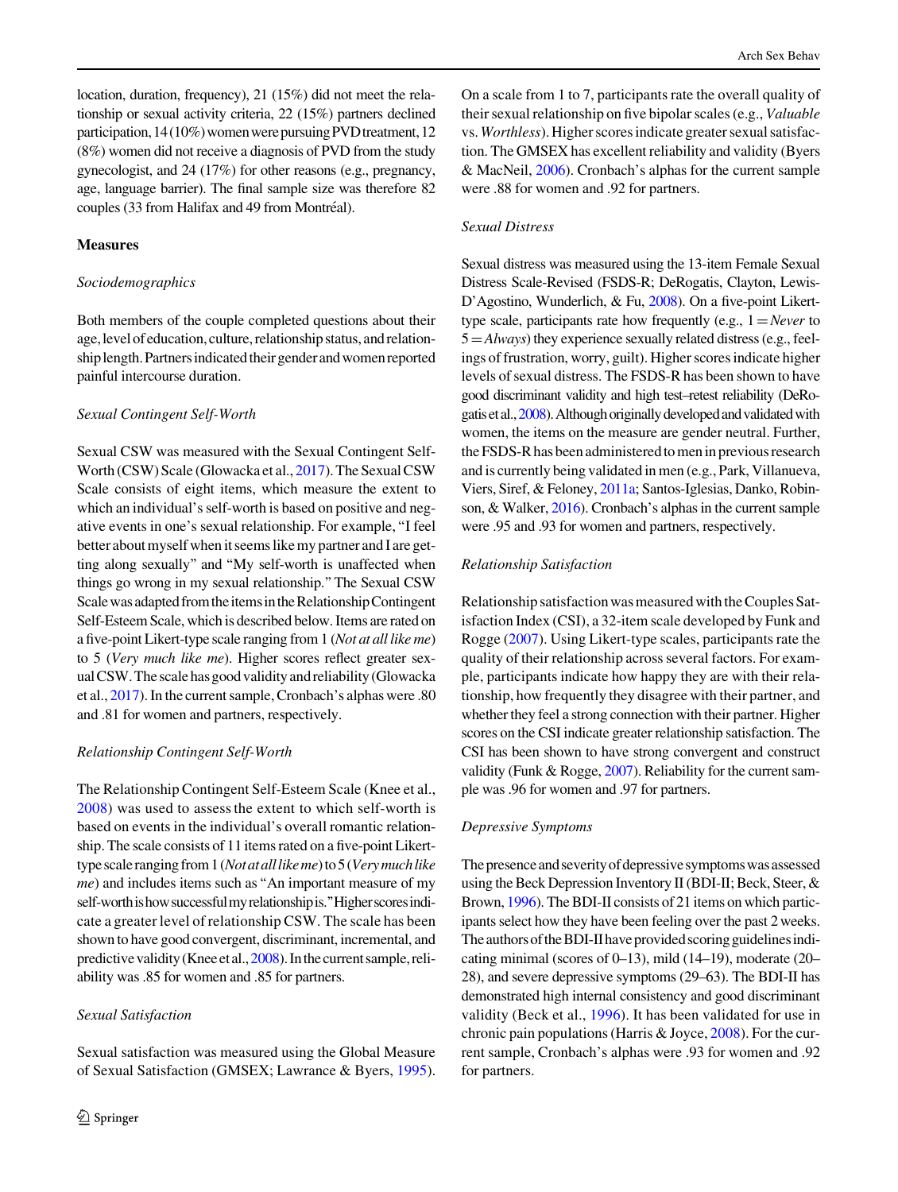location, duration, frequency), 21 (15%) did not meet the relationship or sexual activity criteria, 22 (15%) partners declined participation, 14 (10%) women were pursuing PVD treatment, 12 (8%) women did not receive a diagnosis of PVD from the study gynecologist, and 24 (17%) for other reasons (e.g., pregnancy, age, language barrier). The final sample size was therefore 82 couples (33 from Halifax and 49 from Montréal).

## Measures

### *Sociodemographics*

Both members of the couple completed questions about their age, level of education, culture, relationship status, and relationship length. Partners indicated their gender and women reported painful intercourse duration.

### *Sexual Contingent Self-Worth*

Sexual CSW was measured with the Sexual Contingent Self-Worth (CSW) Scale (Glowacka et al., 2017). The Sexual CSW Scale consists of eight items, which measure the extent to which an individual's self-worth is based on positive and negative events in one's sexual relationship. For example, "I feel better about myself when it seems like my partner and I are getting along sexually" and "My self-worth is unaffected when things go wrong in my sexual relationship." The Sexual CSW Scale was adapted from the items in the Relationship Contingent Self-Esteem Scale, which is described below. Items are rated on a five-point Likert-type scale ranging from 1 (*Not at all like me*) to 5 (*Very much like me*). Higher scores reflect greater sexual CSW. The scale has good validity and reliability (Glowacka et al., 2017). In the current sample, Cronbach's alphas were .80 and .81 for women and partners, respectively.

### *Relationship Contingent Self-Worth*

The Relationship Contingent Self-Esteem Scale (Knee et al., 2008) was used to assess the extent to which self-worth is based on events in the individual's overall romantic relationship. The scale consists of 11 items rated on a five-point Likert-type scale ranging from 1 (*Not at all like me*) to 5 (*Very much like me*) and includes items such as "An important measure of my self-worth is how successful my relationship is." Higher scores indicate a greater level of relationship CSW. The scale has been shown to have good convergent, discriminant, incremental, and predictive validity (Knee et al., 2008). In the current sample, reliability was .85 for women and .85 for partners.

### *Sexual Satisfaction*

Sexual satisfaction was measured using the Global Measure of Sexual Satisfaction (GMSEX; Lawrance & Byers, 1995). On a scale from 1 to 7, participants rate the overall quality of their sexual relationship on five bipolar scales (e.g., *Valuable* vs. *Worthless*). Higher scores indicate greater sexual satisfaction. The GMSEX has excellent reliability and validity (Byers & MacNeil, 2006). Cronbach's alphas for the current sample were .88 for women and .92 for partners.

### *Sexual Distress*

Sexual distress was measured using the 13-item Female Sexual Distress Scale-Revised (FSDS-R; DeRogatis, Clayton, Lewis-D'Agostino, Wunderlich, & Fu, 2008). On a five-point Likert-type scale, participants rate how frequently (e.g., 1 = *Never* to 5 = *Always*) they experience sexually related distress (e.g., feelings of frustration, worry, guilt). Higher scores indicate higher levels of sexual distress. The FSDS-R has been shown to have good discriminant validity and high test–retest reliability (DeRogatis et al., 2008). Although originally developed and validated with women, the items on the measure are gender neutral. Further, the FSDS-R has been administered to men in previous research and is currently being validated in men (e.g., Park, Villanueva, Viers, Siref, & Feloney, 2011a; Santos-Iglesias, Danko, Robinson, & Walker, 2016). Cronbach's alphas in the current sample were .95 and .93 for women and partners, respectively.

### *Relationship Satisfaction*

Relationship satisfaction was measured with the Couples Satisfaction Index (CSI), a 32-item scale developed by Funk and Rogge (2007). Using Likert-type scales, participants rate the quality of their relationship across several factors. For example, participants indicate how happy they are with their relationship, how frequently they disagree with their partner, and whether they feel a strong connection with their partner. Higher scores on the CSI indicate greater relationship satisfaction. The CSI has been shown to have strong convergent and construct validity (Funk & Rogge, 2007). Reliability for the current sample was .96 for women and .97 for partners.

### *Depressive Symptoms*

The presence and severity of depressive symptoms was assessed using the Beck Depression Inventory II (BDI-II; Beck, Steer, & Brown, 1996). The BDI-II consists of 21 items on which participants select how they have been feeling over the past 2 weeks. The authors of the BDI-II have provided scoring guidelines indicating minimal (scores of 0–13), mild (14–19), moderate (20–28), and severe depressive symptoms (29–63). The BDI-II has demonstrated high internal consistency and good discriminant validity (Beck et al., 1996). It has been validated for use in chronic pain populations (Harris & Joyce, 2008). For the current sample, Cronbach's alphas were .93 for women and .92 for partners.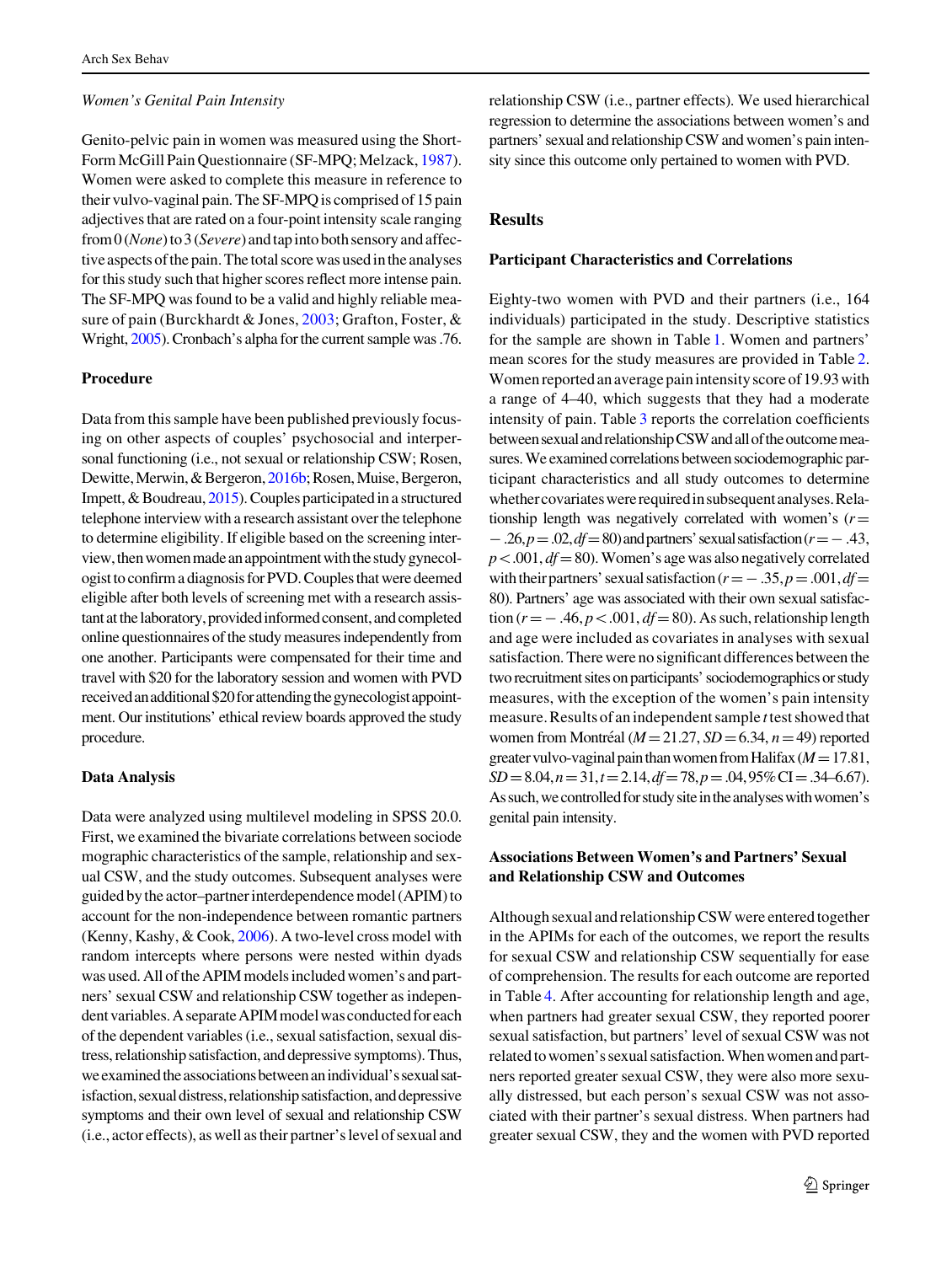*Women's Genital Pain Intensity*

Genito-pelvic pain in women was measured using the Short-Form McGill Pain Questionnaire (SF-MPQ; Melzack, 1987). Women were asked to complete this measure in reference to their vulvo-vaginal pain. The SF-MPQ is comprised of 15 pain adjectives that are rated on a four-point intensity scale ranging from 0 (*None*) to 3 (*Severe*) and tap into both sensory and affective aspects of the pain. The total score was used in the analyses for this study such that higher scores reflect more intense pain. The SF-MPQ was found to be a valid and highly reliable measure of pain (Burckhardt & Jones, 2003; Grafton, Foster, & Wright, 2005). Cronbach's alpha for the current sample was .76.

### Procedure

Data from this sample have been published previously focusing on other aspects of couples' psychosocial and interpersonal functioning (i.e., not sexual or relationship CSW; Rosen, Dewitte, Merwin, & Bergeron, 2016b; Rosen, Muise, Bergeron, Impett, & Boudreau, 2015). Couples participated in a structured telephone interview with a research assistant over the telephone to determine eligibility. If eligible based on the screening interview, then women made an appointment with the study gynecologist to confirm a diagnosis for PVD. Couples that were deemed eligible after both levels of screening met with a research assistant at the laboratory, provided informed consent, and completed online questionnaires of the study measures independently from one another. Participants were compensated for their time and travel with \$20 for the laboratory session and women with PVD received an additional \$20 for attending the gynecologist appointment. Our institutions' ethical review boards approved the study procedure.

### Data Analysis

Data were analyzed using multilevel modeling in SPSS 20.0. First, we examined the bivariate correlations between sociodemographic characteristics of the sample, relationship and sexual CSW, and the study outcomes. Subsequent analyses were guided by the actor–partner interdependence model (APIM) to account for the non-independence between romantic partners (Kenny, Kashy, & Cook, 2006). A two-level cross model with random intercepts where persons were nested within dyads was used. All of the APIM models included women's and partners' sexual CSW and relationship CSW together as independent variables. A separate APIM model was conducted for each of the dependent variables (i.e., sexual satisfaction, sexual distress, relationship satisfaction, and depressive symptoms). Thus, we examined the associations between an individual's sexual satisfaction, sexual distress, relationship satisfaction, and depressive symptoms and their own level of sexual and relationship CSW (i.e., actor effects), as well as their partner's level of sexual and relationship CSW (i.e., partner effects). We used hierarchical regression to determine the associations between women's and partners' sexual and relationship CSW and women's pain intensity since this outcome only pertained to women with PVD.

## Results

### Participant Characteristics and Correlations

Eighty-two women with PVD and their partners (i.e., 164 individuals) participated in the study. Descriptive statistics for the sample are shown in Table 1. Women and partners' mean scores for the study measures are provided in Table 2. Women reported an average pain intensity score of 19.93 with a range of 4–40, which suggests that they had a moderate intensity of pain. Table 3 reports the correlation coefficients between sexual and relationship CSW and all of the outcome measures. We examined correlations between sociodemographic participant characteristics and all study outcomes to determine whether covariates were required in subsequent analyses. Relationship length was negatively correlated with women's ($r = -.26, p = .02, df = 80$) and partners' sexual satisfaction ($r = -.43, p < .001, df = 80$). Women's age was also negatively correlated with their partners' sexual satisfaction ($r = -.35, p = .001, df = 80$). Partners' age was associated with their own sexual satisfaction ($r = -.46, p < .001, df = 80$). As such, relationship length and age were included as covariates in analyses with sexual satisfaction. There were no significant differences between the two recruitment sites on participants' sociodemographics or study measures, with the exception of the women's pain intensity measure. Results of an independent sample $t$ test showed that women from Montréal ($M = 21.27, SD = 6.34, n = 49$) reported greater vulvo-vaginal pain than women from Halifax ($M = 17.81, SD = 8.04, n = 31, t = 2.14, df = 78, p = .04$, 95% CI = .34–6.67). As such, we controlled for study site in the analyses with women's genital pain intensity.

### Associations Between Women's and Partners' Sexual and Relationship CSW and Outcomes

Although sexual and relationship CSW were entered together in the APIMs for each of the outcomes, we report the results for sexual CSW and relationship CSW sequentially for ease of comprehension. The results for each outcome are reported in Table 4. After accounting for relationship length and age, when partners had greater sexual CSW, they reported poorer sexual satisfaction, but partners' level of sexual CSW was not related to women's sexual satisfaction. When women and partners reported greater sexual CSW, they were also more sexually distressed, but each person's sexual CSW was not associated with their partner's sexual distress. When partners had greater sexual CSW, they and the women with PVD reported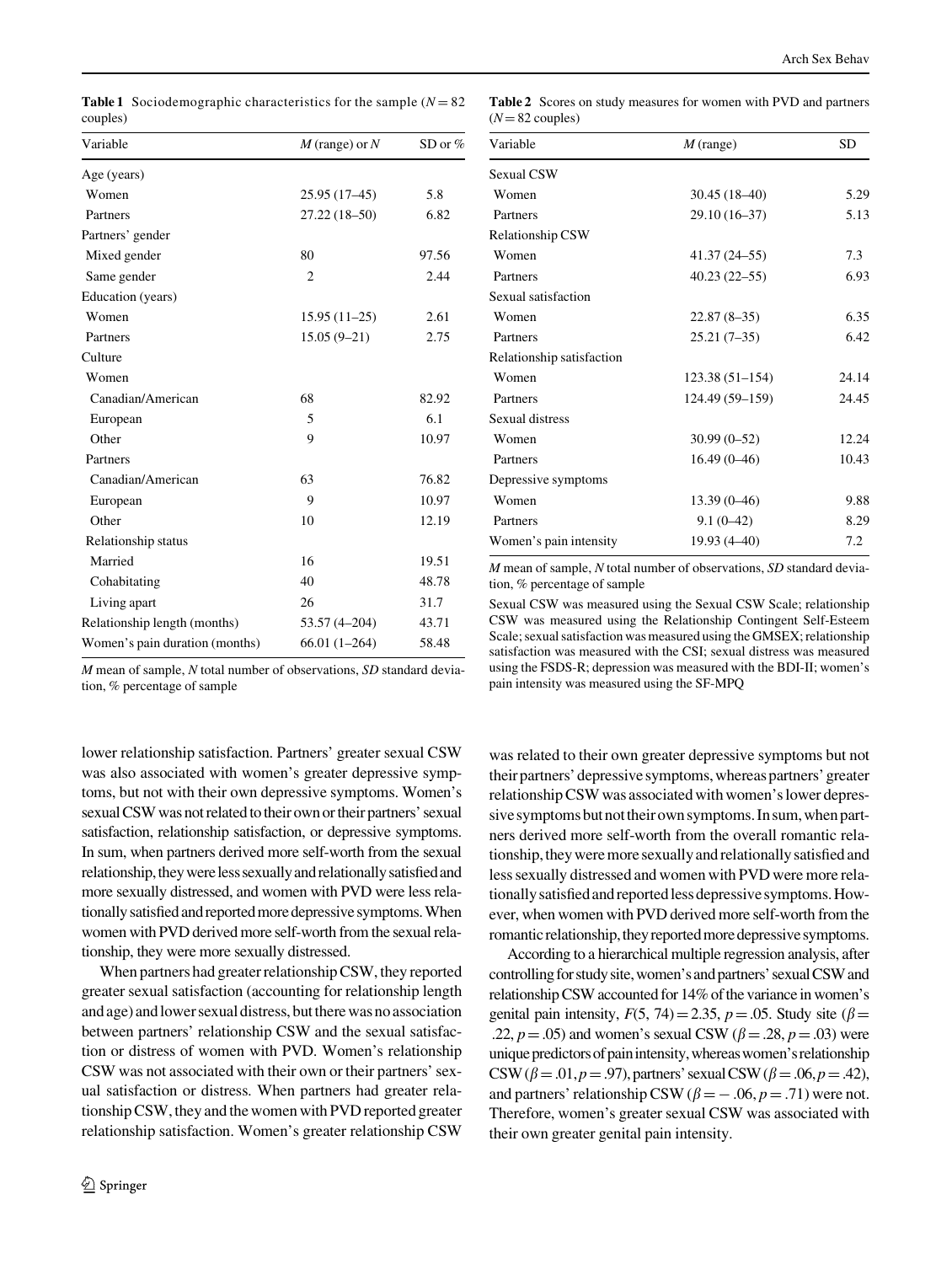**Table 1** Sociodemographic characteristics for the sample ($N = 82$ couples)

| Variable | *M* (range) or *N* | SD or % |
|---|---|---|
| Age (years) | | |
| Women | 25.95 (17–45) | 5.8 |
| Partners | 27.22 (18–50) | 6.82 |
| Partners' gender | | |
| Mixed gender | 80 | 97.56 |
| Same gender | 2 | 2.44 |
| Education (years) | | |
| Women | 15.95 (11–25) | 2.61 |
| Partners | 15.05 (9–21) | 2.75 |
| Culture | | |
| Women | | |
| Canadian/American | 68 | 82.92 |
| European | 5 | 6.1 |
| Other | 9 | 10.97 |
| Partners | | |
| Canadian/American | 63 | 76.82 |
| European | 9 | 10.97 |
| Other | 10 | 12.19 |
| Relationship status | | |
| Married | 16 | 19.51 |
| Cohabitating | 40 | 48.78 |
| Living apart | 26 | 31.7 |
| Relationship length (months) | 53.57 (4–204) | 43.71 |
| Women's pain duration (months) | 66.01 (1–264) | 58.48 |

*M* mean of sample, *N* total number of observations, *SD* standard deviation, % percentage of sample

**Table 2** Scores on study measures for women with PVD and partners ($N = 82$ couples)

| Variable | *M* (range) | SD |
|---|---|---|
| Sexual CSW | | |
| Women | 30.45 (18–40) | 5.29 |
| Partners | 29.10 (16–37) | 5.13 |
| Relationship CSW | | |
| Women | 41.37 (24–55) | 7.3 |
| Partners | 40.23 (22–55) | 6.93 |
| Sexual satisfaction | | |
| Women | 22.87 (8–35) | 6.35 |
| Partners | 25.21 (7–35) | 6.42 |
| Relationship satisfaction | | |
| Women | 123.38 (51–154) | 24.14 |
| Partners | 124.49 (59–159) | 24.45 |
| Sexual distress | | |
| Women | 30.99 (0–52) | 12.24 |
| Partners | 16.49 (0–46) | 10.43 |
| Depressive symptoms | | |
| Women | 13.39 (0–46) | 9.88 |
| Partners | 9.1 (0–42) | 8.29 |
| Women's pain intensity | 19.93 (4–40) | 7.2 |

*M* mean of sample, *N* total number of observations, *SD* standard deviation, % percentage of sample

Sexual CSW was measured using the Sexual CSW Scale; relationship CSW was measured using the Relationship Contingent Self-Esteem Scale; sexual satisfaction was measured using the GMSEX; relationship satisfaction was measured with the CSI; sexual distress was measured using the FSDS-R; depression was measured with the BDI-II; women's pain intensity was measured using the SF-MPQ

lower relationship satisfaction. Partners' greater sexual CSW was also associated with women's greater depressive symptoms, but not with their own depressive symptoms. Women's sexual CSW was not related to their own or their partners' sexual satisfaction, relationship satisfaction, or depressive symptoms. In sum, when partners derived more self-worth from the sexual relationship, they were less sexually and relationally satisfied and more sexually distressed, and women with PVD were less relationally satisfied and reported more depressive symptoms. When women with PVD derived more self-worth from the sexual relationship, they were more sexually distressed.

When partners had greater relationship CSW, they reported greater sexual satisfaction (accounting for relationship length and age) and lower sexual distress, but there was no association between partners' relationship CSW and the sexual satisfaction or distress of women with PVD. Women's relationship CSW was not associated with their own or their partners' sexual satisfaction or distress. When partners had greater relationship CSW, they and the women with PVD reported greater relationship satisfaction. Women's greater relationship CSW was related to their own greater depressive symptoms but not their partners' depressive symptoms, whereas partners' greater relationship CSW was associated with women's lower depressive symptoms but not their own symptoms. In sum, when partners derived more self-worth from the overall romantic relationship, they were more sexually and relationally satisfied and less sexually distressed and women with PVD were more relationally satisfied and reported less depressive symptoms. However, when women with PVD derived more self-worth from the romantic relationship, they reported more depressive symptoms.

According to a hierarchical multiple regression analysis, after controlling for study site, women's and partners' sexual CSW and relationship CSW accounted for 14% of the variance in women's genital pain intensity, $F(5, 74) = 2.35$, $p = .05$. Study site ($\beta = .22$, $p = .05$) and women's sexual CSW ($\beta = .28$, $p = .03$) were unique predictors of pain intensity, whereas women's relationship CSW ($\beta = .01$, $p = .97$), partners' sexual CSW ($\beta = .06$, $p = .42$), and partners' relationship CSW ($\beta = -.06$, $p = .71$) were not. Therefore, women's greater sexual CSW was associated with their own greater genital pain intensity.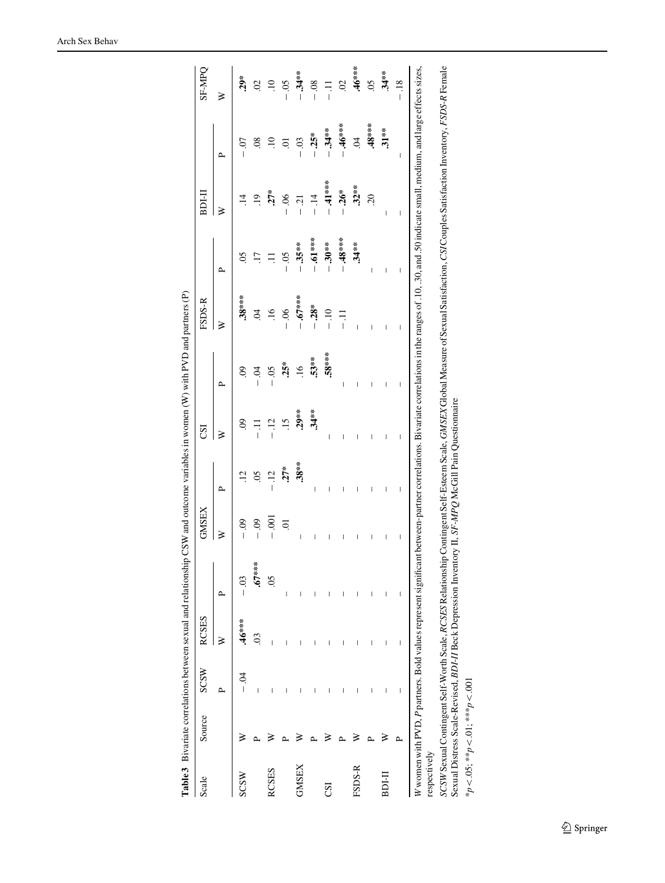**Table 3** Bivariate correlations between sexual and relationship CSW and outcome variables in women (W) with PVD and partners (P)

| Scale | Source | SCSW | RCSES | | GMSEX | | CSI | | FSDS-R | | BDI-II | | SF-MPQ |
|---|---|---|---|---|---|---|---|---|---|---|---|---|---|
| | | P | W | P | W | P | W | P | W | P | W | P | W |
| SCSW | W | − .04 | **.46*****| − .03 | − .09 | .12 | .09 | .09 | **.38***** | .05 | .14 | − .07 | **.29*** |
| | P | – | .03 | **.67***** | − .09 | .05 | − .11 | − .04 | .04 | .17 | .19 | .08 | .02 |
| RCSES | W | – | – | .05 | − .001 | − .12 | − .12 | − .05 | .16 | .11 | **.27*** | .10 | .10 |
| | P | – | – | – | .01 | **.27*** | .15 | **.25*** | − .06 | − .05 | − .06 | .01 | − .05 |
| GMSEX | W | – | – | – | – | **.38**** | **.29**** | .16 | − **.67***** | − **.35**** | − .21 | − .03 | − **.34**** |
| | P | – | – | – | – | – | **.34**** | **.53**** | − **.28*** | − **.61***** | − .14 | − **.25*** | − .08 |
| CSI | W | – | – | – | – | – | – | **.58***** | − .10 | − **.30**** | − **.41***** | − **.34**** | − .11 |
| | P | – | – | – | – | – | – | – | − .11 | − **.48***** | − **.26*** | − **.46***** | .02 |
| FSDS-R | W | – | – | – | – | – | – | – | – | **.34**** | **.32**** | .04 | **.46***** |
| | P | – | – | – | – | – | – | – | – | – | .20 | **.48***** | .05 |
| BDI-II | W | – | – | – | – | – | – | – | – | – | – | **.31**** | **.34**** |
| | P | – | – | – | – | – | – | – | – | – | – | – | − .18 |

*W* women with PVD, *P* partners. Bold values represent significant between-partner correlations. Bivariate correlations in the ranges of .10, .30, and .50 indicate small, medium, and large effects sizes, respectively

*SCSW* Sexual Contingent Self-Worth Scale, *RCSES* Relationship Contingent Self-Esteem Scale, *GMSEX* Global Measure of Sexual Satisfaction, *CSI* Couples Satisfaction Inventory, *FSDS-R* Female Sexual Distress Scale-Revised, *BDI-II* Beck Depression Inventory II, *SF-MPQ* McGill Pain Questionnaire

*$p < .05$; **$p < .01$; ***$p < .001$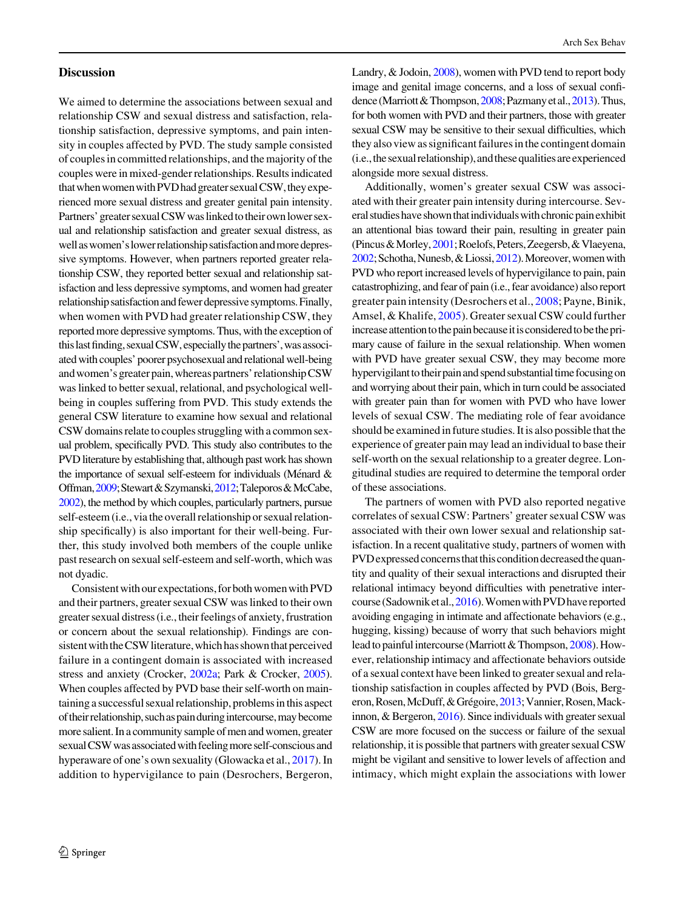## Discussion

We aimed to determine the associations between sexual and relationship CSW and sexual distress and satisfaction, relationship satisfaction, depressive symptoms, and pain intensity in couples affected by PVD. The study sample consisted of couples in committed relationships, and the majority of the couples were in mixed-gender relationships. Results indicated that when women with PVD had greater sexual CSW, they experienced more sexual distress and greater genital pain intensity. Partners' greater sexual CSW was linked to their own lower sexual and relationship satisfaction and greater sexual distress, as well as women's lower relationship satisfaction and more depressive symptoms. However, when partners reported greater relationship CSW, they reported better sexual and relationship satisfaction and less depressive symptoms, and women had greater relationship satisfaction and fewer depressive symptoms. Finally, when women with PVD had greater relationship CSW, they reported more depressive symptoms. Thus, with the exception of this last finding, sexual CSW, especially the partners', was associated with couples' poorer psychosexual and relational well-being and women's greater pain, whereas partners' relationship CSW was linked to better sexual, relational, and psychological well-being in couples suffering from PVD. This study extends the general CSW literature to examine how sexual and relational CSW domains relate to couples struggling with a common sexual problem, specifically PVD. This study also contributes to the PVD literature by establishing that, although past work has shown the importance of sexual self-esteem for individuals (Ménard & Offman, 2009; Stewart & Szymanski, 2012; Taleporos & McCabe, 2002), the method by which couples, particularly partners, pursue self-esteem (i.e., via the overall relationship or sexual relationship specifically) is also important for their well-being. Further, this study involved both members of the couple unlike past research on sexual self-esteem and self-worth, which was not dyadic.

Consistent with our expectations, for both women with PVD and their partners, greater sexual CSW was linked to their own greater sexual distress (i.e., their feelings of anxiety, frustration or concern about the sexual relationship). Findings are consistent with the CSW literature, which has shown that perceived failure in a contingent domain is associated with increased stress and anxiety (Crocker, 2002a; Park & Crocker, 2005). When couples affected by PVD base their self-worth on maintaining a successful sexual relationship, problems in this aspect of their relationship, such as pain during intercourse, may become more salient. In a community sample of men and women, greater sexual CSW was associated with feeling more self-conscious and hyperaware of one's own sexuality (Glowacka et al., 2017). In addition to hypervigilance to pain (Desrochers, Bergeron, Landry, & Jodoin, 2008), women with PVD tend to report body image and genital image concerns, and a loss of sexual confidence (Marriott & Thompson, 2008; Pazmany et al., 2013). Thus, for both women with PVD and their partners, those with greater sexual CSW may be sensitive to their sexual difficulties, which they also view as significant failures in the contingent domain (i.e., the sexual relationship), and these qualities are experienced alongside more sexual distress.

Additionally, women's greater sexual CSW was associated with their greater pain intensity during intercourse. Several studies have shown that individuals with chronic pain exhibit an attentional bias toward their pain, resulting in greater pain (Pincus & Morley, 2001; Roelofs, Peters, Zeegersb, & Vlaeyena, 2002; Schotha, Nunesb, & Liossi, 2012). Moreover, women with PVD who report increased levels of hypervigilance to pain, pain catastrophizing, and fear of pain (i.e., fear avoidance) also report greater pain intensity (Desrochers et al., 2008; Payne, Binik, Amsel, & Khalife, 2005). Greater sexual CSW could further increase attention to the pain because it is considered to be the primary cause of failure in the sexual relationship. When women with PVD have greater sexual CSW, they may become more hypervigilant to their pain and spend substantial time focusing on and worrying about their pain, which in turn could be associated with greater pain than for women with PVD who have lower levels of sexual CSW. The mediating role of fear avoidance should be examined in future studies. It is also possible that the experience of greater pain may lead an individual to base their self-worth on the sexual relationship to a greater degree. Longitudinal studies are required to determine the temporal order of these associations.

The partners of women with PVD also reported negative correlates of sexual CSW: Partners' greater sexual CSW was associated with their own lower sexual and relationship satisfaction. In a recent qualitative study, partners of women with PVD expressed concerns that this condition decreased the quantity and quality of their sexual interactions and disrupted their relational intimacy beyond difficulties with penetrative intercourse (Sadownik et al., 2016). Women with PVD have reported avoiding engaging in intimate and affectionate behaviors (e.g., hugging, kissing) because of worry that such behaviors might lead to painful intercourse (Marriott & Thompson, 2008). However, relationship intimacy and affectionate behaviors outside of a sexual context have been linked to greater sexual and relationship satisfaction in couples affected by PVD (Bois, Bergeron, Rosen, McDuff, & Grégoire, 2013; Vannier, Rosen, Mackinnon, & Bergeron, 2016). Since individuals with greater sexual CSW are more focused on the success or failure of the sexual relationship, it is possible that partners with greater sexual CSW might be vigilant and sensitive to lower levels of affection and intimacy, which might explain the associations with lower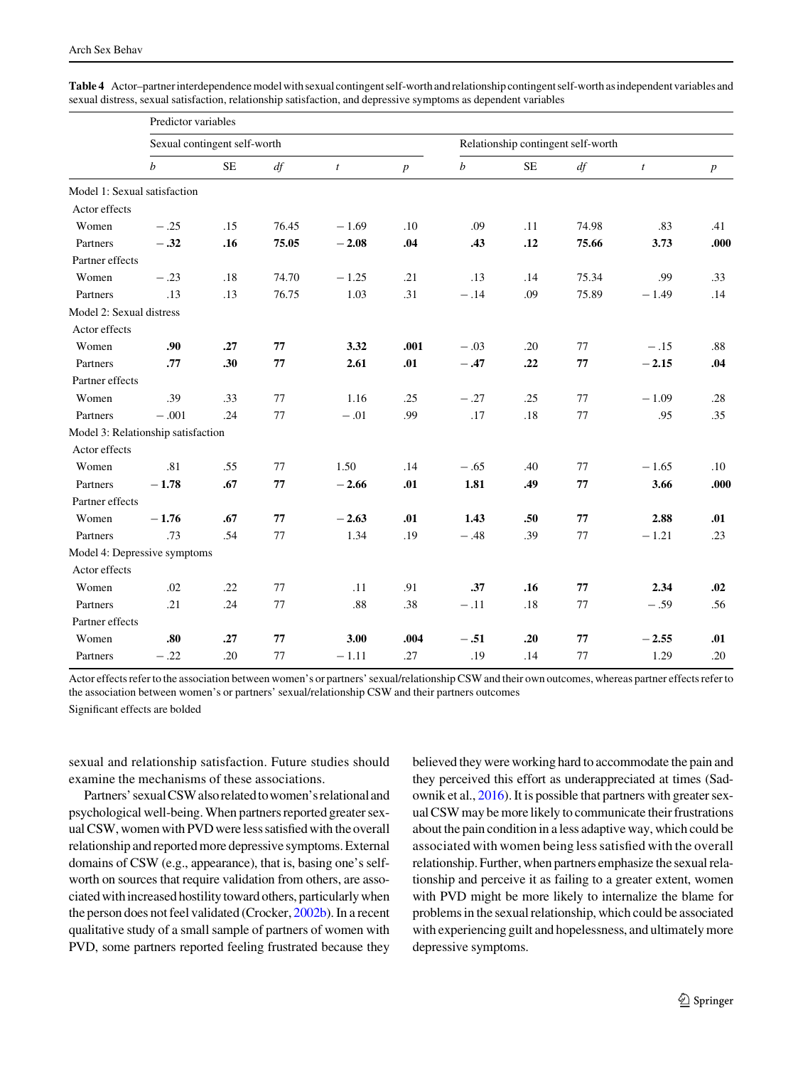**Table 4** Actor–partner interdependence model with sexual contingent self-worth and relationship contingent self-worth as independent variables and sexual distress, sexual satisfaction, relationship satisfaction, and depressive symptoms as dependent variables

| | Predictor variables | | | | | | | | | |
|---|---|---|---|---|---|---|---|---|---|---|
| | Sexual contingent self-worth | | | | | Relationship contingent self-worth | | | | |
| | *b* | SE | *df* | *t* | *p* | *b* | SE | *df* | *t* | *p* |
| Model 1: Sexual satisfaction | | | | | | | | | | |
| Actor effects | | | | | | | | | | |
| Women | −.25 | .15 | 76.45 | −1.69 | .10 | .09 | .11 | 74.98 | .83 | .41 |
| Partners | **−.32** | **.16** | **75.05** | **−2.08** | **.04** | **.43** | **.12** | **75.66** | **3.73** | **.000** |
| Partner effects | | | | | | | | | | |
| Women | −.23 | .18 | 74.70 | −1.25 | .21 | .13 | .14 | 75.34 | .99 | .33 |
| Partners | .13 | .13 | 76.75 | 1.03 | .31 | −.14 | .09 | 75.89 | −1.49 | .14 |
| Model 2: Sexual distress | | | | | | | | | | |
| Actor effects | | | | | | | | | | |
| Women | **.90** | **.27** | **77** | **3.32** | **.001** | −.03 | .20 | 77 | −.15 | .88 |
| Partners | **.77** | **.30** | **77** | **2.61** | **.01** | **−.47** | **.22** | **77** | **−2.15** | **.04** |
| Partner effects | | | | | | | | | | |
| Women | .39 | .33 | 77 | 1.16 | .25 | −.27 | .25 | 77 | −1.09 | .28 |
| Partners | −.001 | .24 | 77 | −.01 | .99 | .17 | .18 | 77 | .95 | .35 |
| Model 3: Relationship satisfaction | | | | | | | | | | |
| Actor effects | | | | | | | | | | |
| Women | .81 | .55 | 77 | 1.50 | .14 | −.65 | .40 | 77 | −1.65 | .10 |
| Partners | **−1.78** | **.67** | **77** | **−2.66** | **.01** | **1.81** | **.49** | **77** | **3.66** | **.000** |
| Partner effects | | | | | | | | | | |
| Women | **−1.76** | **.67** | **77** | **−2.63** | **.01** | **1.43** | **.50** | **77** | **2.88** | **.01** |
| Partners | .73 | .54 | 77 | 1.34 | .19 | −.48 | .39 | 77 | −1.21 | .23 |
| Model 4: Depressive symptoms | | | | | | | | | | |
| Actor effects | | | | | | | | | | |
| Women | .02 | .22 | 77 | .11 | .91 | **.37** | **.16** | **77** | **2.34** | **.02** |
| Partners | .21 | .24 | 77 | .88 | .38 | −.11 | .18 | 77 | −.59 | .56 |
| Partner effects | | | | | | | | | | |
| Women | **.80** | **.27** | **77** | **3.00** | **.004** | **−.51** | **.20** | **77** | **−2.55** | **.01** |
| Partners | −.22 | .20 | 77 | −1.11 | .27 | .19 | .14 | 77 | 1.29 | .20 |

Actor effects refer to the association between women's or partners' sexual/relationship CSW and their own outcomes, whereas partner effects refer to the association between women's or partners' sexual/relationship CSW and their partners outcomes

Significant effects are bolded

sexual and relationship satisfaction. Future studies should examine the mechanisms of these associations.

Partners' sexual CSW also related to women's relational and psychological well-being. When partners reported greater sexual CSW, women with PVD were less satisfied with the overall relationship and reported more depressive symptoms. External domains of CSW (e.g., appearance), that is, basing one's self-worth on sources that require validation from others, are associated with increased hostility toward others, particularly when the person does not feel validated (Crocker, 2002b). In a recent qualitative study of a small sample of partners of women with PVD, some partners reported feeling frustrated because they believed they were working hard to accommodate the pain and they perceived this effort as underappreciated at times (Sadownik et al., 2016). It is possible that partners with greater sexual CSW may be more likely to communicate their frustrations about the pain condition in a less adaptive way, which could be associated with women being less satisfied with the overall relationship. Further, when partners emphasize the sexual relationship and perceive it as failing to a greater extent, women with PVD might be more likely to internalize the blame for problems in the sexual relationship, which could be associated with experiencing guilt and hopelessness, and ultimately more depressive symptoms.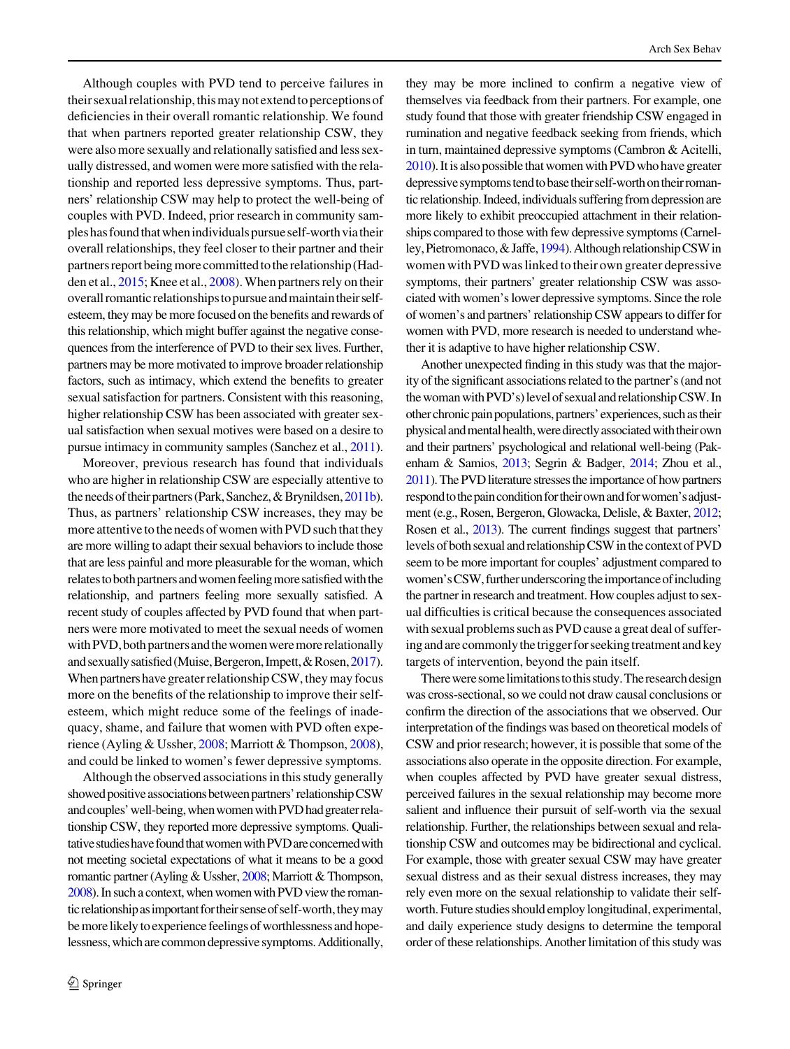Although couples with PVD tend to perceive failures in their sexual relationship, this may not extend to perceptions of deficiencies in their overall romantic relationship. We found that when partners reported greater relationship CSW, they were also more sexually and relationally satisfied and less sexually distressed, and women were more satisfied with the relationship and reported less depressive symptoms. Thus, partners' relationship CSW may help to protect the well-being of couples with PVD. Indeed, prior research in community samples has found that when individuals pursue self-worth via their overall relationships, they feel closer to their partner and their partners report being more committed to the relationship (Hadden et al., 2015; Knee et al., 2008). When partners rely on their overall romantic relationships to pursue and maintain their self-esteem, they may be more focused on the benefits and rewards of this relationship, which might buffer against the negative consequences from the interference of PVD to their sex lives. Further, partners may be more motivated to improve broader relationship factors, such as intimacy, which extend the benefits to greater sexual satisfaction for partners. Consistent with this reasoning, higher relationship CSW has been associated with greater sexual satisfaction when sexual motives were based on a desire to pursue intimacy in community samples (Sanchez et al., 2011).

Moreover, previous research has found that individuals who are higher in relationship CSW are especially attentive to the needs of their partners (Park, Sanchez, & Brynildsen, 2011b). Thus, as partners' relationship CSW increases, they may be more attentive to the needs of women with PVD such that they are more willing to adapt their sexual behaviors to include those that are less painful and more pleasurable for the woman, which relates to both partners and women feeling more satisfied with the relationship, and partners feeling more sexually satisfied. A recent study of couples affected by PVD found that when partners were more motivated to meet the sexual needs of women with PVD, both partners and the women were more relationally and sexually satisfied (Muise, Bergeron, Impett, & Rosen, 2017). When partners have greater relationship CSW, they may focus more on the benefits of the relationship to improve their self-esteem, which might reduce some of the feelings of inadequacy, shame, and failure that women with PVD often experience (Ayling & Ussher, 2008; Marriott & Thompson, 2008), and could be linked to women's fewer depressive symptoms.

Although the observed associations in this study generally showed positive associations between partners' relationship CSW and couples' well-being, when women with PVD had greater relationship CSW, they reported more depressive symptoms. Qualitative studies have found that women with PVD are concerned with not meeting societal expectations of what it means to be a good romantic partner (Ayling & Ussher, 2008; Marriott & Thompson, 2008). In such a context, when women with PVD view the romantic relationship as important for their sense of self-worth, they may be more likely to experience feelings of worthlessness and hopelessness, which are common depressive symptoms. Additionally, they may be more inclined to confirm a negative view of themselves via feedback from their partners. For example, one study found that those with greater friendship CSW engaged in rumination and negative feedback seeking from friends, which in turn, maintained depressive symptoms (Cambron & Acitelli, 2010). It is also possible that women with PVD who have greater depressive symptoms tend to base their self-worth on their romantic relationship. Indeed, individuals suffering from depression are more likely to exhibit preoccupied attachment in their relationships compared to those with few depressive symptoms (Carnelley, Pietromonaco, & Jaffe, 1994). Although relationship CSW in women with PVD was linked to their own greater depressive symptoms, their partners' greater relationship CSW was associated with women's lower depressive symptoms. Since the role of women's and partners' relationship CSW appears to differ for women with PVD, more research is needed to understand whether it is adaptive to have higher relationship CSW.

Another unexpected finding in this study was that the majority of the significant associations related to the partner's (and not the woman with PVD's) level of sexual and relationship CSW. In other chronic pain populations, partners' experiences, such as their physical and mental health, were directly associated with their own and their partners' psychological and relational well-being (Pakenham & Samios, 2013; Segrin & Badger, 2014; Zhou et al., 2011). The PVD literature stresses the importance of how partners respond to the pain condition for their own and for women's adjustment (e.g., Rosen, Bergeron, Glowacka, Delisle, & Baxter, 2012; Rosen et al., 2013). The current findings suggest that partners' levels of both sexual and relationship CSW in the context of PVD seem to be more important for couples' adjustment compared to women's CSW, further underscoring the importance of including the partner in research and treatment. How couples adjust to sexual difficulties is critical because the consequences associated with sexual problems such as PVD cause a great deal of suffering and are commonly the trigger for seeking treatment and key targets of intervention, beyond the pain itself.

There were some limitations to this study. The research design was cross-sectional, so we could not draw causal conclusions or confirm the direction of the associations that we observed. Our interpretation of the findings was based on theoretical models of CSW and prior research; however, it is possible that some of the associations also operate in the opposite direction. For example, when couples affected by PVD have greater sexual distress, perceived failures in the sexual relationship may become more salient and influence their pursuit of self-worth via the sexual relationship. Further, the relationships between sexual and relationship CSW and outcomes may be bidirectional and cyclical. For example, those with greater sexual CSW may have greater sexual distress and as their sexual distress increases, they may rely even more on the sexual relationship to validate their self-worth. Future studies should employ longitudinal, experimental, and daily experience study designs to determine the temporal order of these relationships. Another limitation of this study was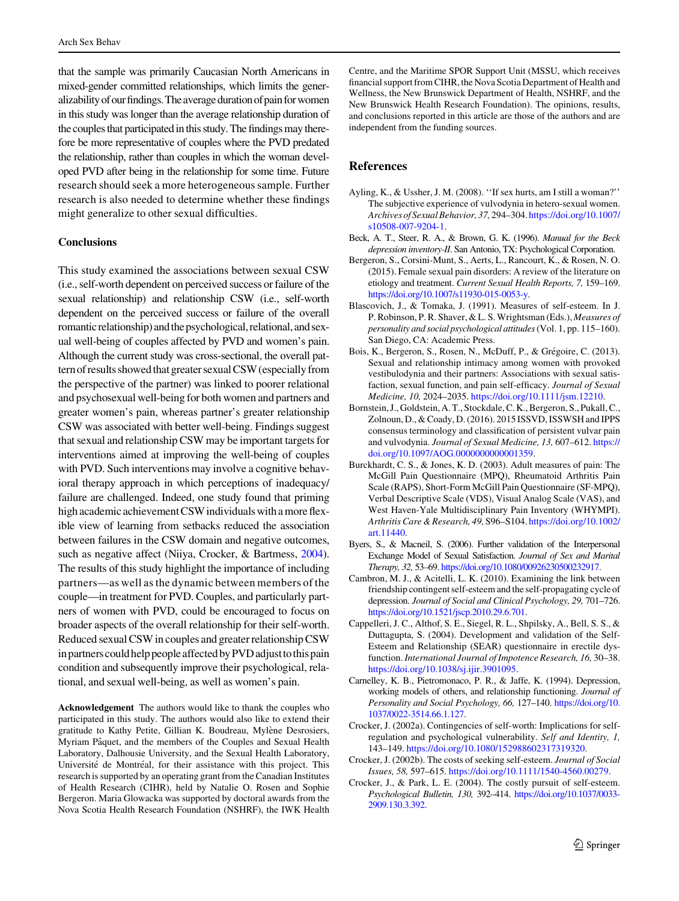that the sample was primarily Caucasian North Americans in mixed-gender committed relationships, which limits the generalizability of our findings. The average duration of pain for women in this study was longer than the average relationship duration of the couples that participated in this study. The findings may therefore be more representative of couples where the PVD predated the relationship, rather than couples in which the woman developed PVD after being in the relationship for some time. Future research should seek a more heterogeneous sample. Further research is also needed to determine whether these findings might generalize to other sexual difficulties.

## Conclusions

This study examined the associations between sexual CSW (i.e., self-worth dependent on perceived success or failure of the sexual relationship) and relationship CSW (i.e., self-worth dependent on the perceived success or failure of the overall romantic relationship) and the psychological, relational, and sexual well-being of couples affected by PVD and women's pain. Although the current study was cross-sectional, the overall pattern of results showed that greater sexual CSW (especially from the perspective of the partner) was linked to poorer relational and psychosexual well-being for both women and partners and greater women's pain, whereas partner's greater relationship CSW was associated with better well-being. Findings suggest that sexual and relationship CSW may be important targets for interventions aimed at improving the well-being of couples with PVD. Such interventions may involve a cognitive behavioral therapy approach in which perceptions of inadequacy/failure are challenged. Indeed, one study found that priming high academic achievement CSW individuals with a more flexible view of learning from setbacks reduced the association between failures in the CSW domain and negative outcomes, such as negative affect (Niiya, Crocker, & Bartmess, 2004). The results of this study highlight the importance of including partners—as well as the dynamic between members of the couple—in treatment for PVD. Couples, and particularly partners of women with PVD, could be encouraged to focus on broader aspects of the overall relationship for their self-worth. Reduced sexual CSW in couples and greater relationship CSW in partners could help people affected by PVD adjust to this pain condition and subsequently improve their psychological, relational, and sexual well-being, as well as women's pain.

**Acknowledgement** The authors would like to thank the couples who participated in this study. The authors would also like to extend their gratitude to Kathy Petite, Gillian K. Boudreau, Mylène Desrosiers, Myriam Pâquet, and the members of the Couples and Sexual Health Laboratory, Dalhousie University, and the Sexual Health Laboratory, Université de Montréal, for their assistance with this project. This research is supported by an operating grant from the Canadian Institutes of Health Research (CIHR), held by Natalie O. Rosen and Sophie Bergeron. Maria Glowacka was supported by doctoral awards from the Nova Scotia Health Research Foundation (NSHRF), the IWK Health Centre, and the Maritime SPOR Support Unit (MSSU, which receives financial support from CIHR, the Nova Scotia Department of Health and Wellness, the New Brunswick Department of Health, NSHRF, and the New Brunswick Health Research Foundation). The opinions, results, and conclusions reported in this article are those of the authors and are independent from the funding sources.

## References

Ayling, K., & Ussher, J. M. (2008). ''If sex hurts, am I still a woman?'' The subjective experience of vulvodynia in hetero-sexual women. *Archives of Sexual Behavior, 37,* 294–304. https://doi.org/10.1007/s10508-007-9204-1.

Beck, A. T., Steer, R. A., & Brown, G. K. (1996). *Manual for the Beck depression inventory-II*. San Antonio, TX: Psychological Corporation.

Bergeron, S., Corsini-Munt, S., Aerts, L., Rancourt, K., & Rosen, N. O. (2015). Female sexual pain disorders: A review of the literature on etiology and treatment. *Current Sexual Health Reports, 7,* 159–169. https://doi.org/10.1007/s11930-015-0053-y.

Blascovich, J., & Tomaka, J. (1991). Measures of self-esteem. In J. P. Robinson, P. R. Shaver, & L. S. Wrightsman (Eds.), *Measures of personality and social psychological attitudes* (Vol. 1, pp. 115–160). San Diego, CA: Academic Press.

Bois, K., Bergeron, S., Rosen, N., McDuff, P., & Grégoire, C. (2013). Sexual and relationship intimacy among women with provoked vestibulodynia and their partners: Associations with sexual satisfaction, sexual function, and pain self-efficacy. *Journal of Sexual Medicine, 10,* 2024–2035. https://doi.org/10.1111/jsm.12210.

Bornstein, J., Goldstein, A. T., Stockdale, C. K., Bergeron, S., Pukall, C., Zolnoun, D., & Coady, D. (2016). 2015 ISSVD, ISSWSH and IPPS consensus terminology and classification of persistent vulvar pain and vulvodynia. *Journal of Sexual Medicine, 13,* 607–612. https://doi.org/10.1097/AOG.0000000000001359.

Burckhardt, C. S., & Jones, K. D. (2003). Adult measures of pain: The McGill Pain Questionnaire (MPQ), Rheumatoid Arthritis Pain Scale (RAPS), Short-Form McGill Pain Questionnaire (SF-MPQ), Verbal Descriptive Scale (VDS), Visual Analog Scale (VAS), and West Haven-Yale Multidisciplinary Pain Inventory (WHYMPI). *Arthritis Care & Research, 49,* S96–S104. https://doi.org/10.1002/art.11440.

Byers, S., & Macneil, S. (2006). Further validation of the Interpersonal Exchange Model of Sexual Satisfaction. *Journal of Sex and Marital Therapy, 32,* 53–69. https://doi.org/10.1080/00926230500232917.

Cambron, M. J., & Acitelli, L. K. (2010). Examining the link between friendship contingent self-esteem and the self-propagating cycle of depression. *Journal of Social and Clinical Psychology, 29,* 701–726. https://doi.org/10.1521/jscp.2010.29.6.701.

Cappelleri, J. C., Althof, S. E., Siegel, R. L., Shpilsky, A., Bell, S. S., & Duttagupta, S. (2004). Development and validation of the Self-Esteem and Relationship (SEAR) questionnaire in erectile dysfunction. *International Journal of Impotence Research, 16,* 30–38. https://doi.org/10.1038/sj.ijir.3901095.

Carnelley, K. B., Pietromonaco, P. R., & Jaffe, K. (1994). Depression, working models of others, and relationship functioning. *Journal of Personality and Social Psychology, 66,* 127–140. https://doi.org/10.1037/0022-3514.66.1.127.

Crocker, J. (2002a). Contingencies of self-worth: Implications for self-regulation and psychological vulnerability. *Self and Identity, 1,* 143–149. https://doi.org/10.1080/152988602317319320.

Crocker, J. (2002b). The costs of seeking self-esteem. *Journal of Social Issues, 58,* 597–615. https://doi.org/10.1111/1540-4560.00279.

Crocker, J., & Park, L. E. (2004). The costly pursuit of self-esteem. *Psychological Bulletin, 130,* 392–414. https://doi.org/10.1037/0033-2909.130.3.392.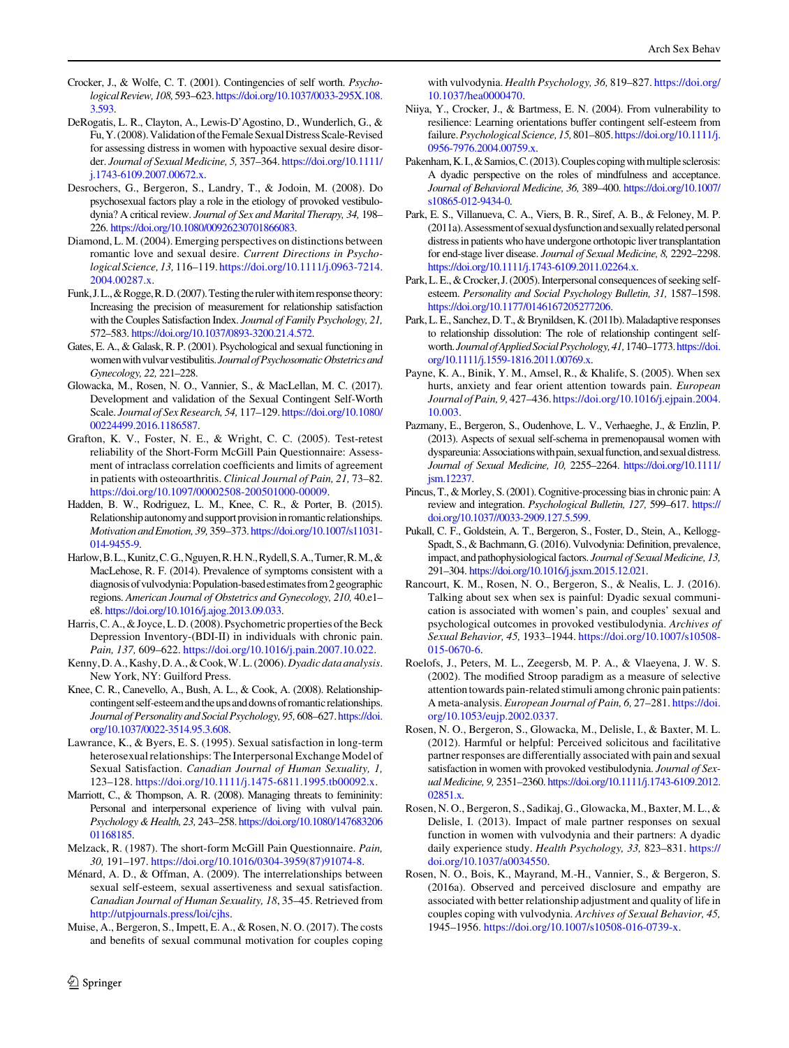Crocker, J., & Wolfe, C. T. (2001). Contingencies of self worth. *Psychological Review, 108,* 593–623. https://doi.org/10.1037/0033-295X.108.3.593.

DeRogatis, L. R., Clayton, A., Lewis-D'Agostino, D., Wunderlich, G., & Fu, Y. (2008). Validation of the Female Sexual Distress Scale-Revised for assessing distress in women with hypoactive sexual desire disorder. *Journal of Sexual Medicine, 5,* 357–364. https://doi.org/10.1111/j.1743-6109.2007.00672.x.

Desrochers, G., Bergeron, S., Landry, T., & Jodoin, M. (2008). Do psychosexual factors play a role in the etiology of provoked vestibulodynia? A critical review. *Journal of Sex and Marital Therapy, 34,* 198–226. https://doi.org/10.1080/00926230701866083.

Diamond, L. M. (2004). Emerging perspectives on distinctions between romantic love and sexual desire. *Current Directions in Psychological Science, 13,* 116–119. https://doi.org/10.1111/j.0963-7214.2004.00287.x.

Funk, J. L., & Rogge, R. D. (2007). Testing the ruler with item response theory: Increasing the precision of measurement for relationship satisfaction with the Couples Satisfaction Index. *Journal of Family Psychology, 21,* 572–583. https://doi.org/10.1037/0893-3200.21.4.572.

Gates, E. A., & Galask, R. P. (2001). Psychological and sexual functioning in women with vulvar vestibulitis. *Journal of Psychosomatic Obstetrics and Gynecology, 22,* 221–228.

Glowacka, M., Rosen, N. O., Vannier, S., & MacLellan, M. C. (2017). Development and validation of the Sexual Contingent Self-Worth Scale. *Journal of Sex Research, 54,* 117–129. https://doi.org/10.1080/00224499.2016.1186587.

Grafton, K. V., Foster, N. E., & Wright, C. C. (2005). Test-retest reliability of the Short-Form McGill Pain Questionnaire: Assessment of intraclass correlation coefficients and limits of agreement in patients with osteoarthritis. *Clinical Journal of Pain, 21,* 73–82. https://doi.org/10.1097/00002508-200501000-00009.

Hadden, B. W., Rodriguez, L. M., Knee, C. R., & Porter, B. (2015). Relationship autonomy and support provision in romantic relationships. *Motivation and Emotion, 39,* 359–373. https://doi.org/10.1007/s11031-014-9455-9.

Harlow, B. L., Kunitz, C. G., Nguyen, R. H. N., Rydell, S. A., Turner, R. M., & MacLehose, R. F. (2014). Prevalence of symptoms consistent with a diagnosis of vulvodynia: Population-based estimates from 2 geographic regions. *American Journal of Obstetrics and Gynecology, 210,* 40.e1–e8. https://doi.org/10.1016/j.ajog.2013.09.033.

Harris, C. A., & Joyce, L. D. (2008). Psychometric properties of the Beck Depression Inventory-(BDI-II) in individuals with chronic pain. *Pain, 137,* 609–622. https://doi.org/10.1016/j.pain.2007.10.022.

Kenny, D. A., Kashy, D. A., & Cook, W. L. (2006). *Dyadic data analysis*. New York, NY: Guilford Press.

Knee, C. R., Canevello, A., Bush, A. L., & Cook, A. (2008). Relationship-contingent self-esteem and the ups and downs of romantic relationships. *Journal of Personality and Social Psychology, 95,* 608–627. https://doi.org/10.1037/0022-3514.95.3.608.

Lawrance, K., & Byers, E. S. (1995). Sexual satisfaction in long-term heterosexual relationships: The Interpersonal Exchange Model of Sexual Satisfaction. *Canadian Journal of Human Sexuality, 1,* 123–128. https://doi.org/10.1111/j.1475-6811.1995.tb00092.x.

Marriott, C., & Thompson, A. R. (2008). Managing threats to femininity: Personal and interpersonal experience of living with vulval pain. *Psychology & Health, 23,* 243–258. https://doi.org/10.1080/14768320601168185.

Melzack, R. (1987). The short-form McGill Pain Questionnaire. *Pain, 30,* 191–197. https://doi.org/10.1016/0304-3959(87)91074-8.

Ménard, A. D., & Offman, A. (2009). The interrelationships between sexual self-esteem, sexual assertiveness and sexual satisfaction. *Canadian Journal of Human Sexuality, 18,* 35–45. Retrieved from http://utpjournals.press/loi/cjhs.

Muise, A., Bergeron, S., Impett, E. A., & Rosen, N. O. (2017). The costs and benefits of sexual communal motivation for couples coping with vulvodynia. *Health Psychology, 36,* 819–827. https://doi.org/10.1037/hea0000470.

Niiya, Y., Crocker, J., & Bartmess, E. N. (2004). From vulnerability to resilience: Learning orientations buffer contingent self-esteem from failure. *Psychological Science, 15,* 801–805. https://doi.org/10.1111/j.0956-7976.2004.00759.x.

Pakenham, K. I., & Samios, C. (2013). Couples coping with multiple sclerosis: A dyadic perspective on the roles of mindfulness and acceptance. *Journal of Behavioral Medicine, 36,* 389–400. https://doi.org/10.1007/s10865-012-9434-0.

Park, E. S., Villanueva, C. A., Viers, B. R., Siref, A. B., & Feloney, M. P. (2011a). Assessment of sexual dysfunction and sexually related personal distress in patients who have undergone orthotopic liver transplantation for end-stage liver disease. *Journal of Sexual Medicine, 8,* 2292–2298. https://doi.org/10.1111/j.1743-6109.2011.02264.x.

Park, L. E., & Crocker, J. (2005). Interpersonal consequences of seeking self-esteem. *Personality and Social Psychology Bulletin, 31,* 1587–1598. https://doi.org/10.1177/0146167205277206.

Park, L. E., Sanchez, D. T., & Brynildsen, K. (2011b). Maladaptive responses to relationship dissolution: The role of relationship contingent self-worth. *Journal of Applied Social Psychology, 41,* 1740–1773. https://doi.org/10.1111/j.1559-1816.2011.00769.x.

Payne, K. A., Binik, Y. M., Amsel, R., & Khalife, S. (2005). When sex hurts, anxiety and fear orient attention towards pain. *European Journal of Pain, 9,* 427–436. https://doi.org/10.1016/j.ejpain.2004.10.003.

Pazmany, E., Bergeron, S., Oudenhove, L. V., Verhaeghe, J., & Enzlin, P. (2013). Aspects of sexual self-schema in premenopausal women with dyspareunia: Associations with pain, sexual function, and sexual distress. *Journal of Sexual Medicine, 10,* 2255–2264. https://doi.org/10.1111/jsm.12237.

Pincus, T., & Morley, S. (2001). Cognitive-processing bias in chronic pain: A review and integration. *Psychological Bulletin, 127,* 599–617. https://doi.org/10.1037//0033-2909.127.5.599.

Pukall, C. F., Goldstein, A. T., Bergeron, S., Foster, D., Stein, A., Kellogg-Spadt, S., & Bachmann, G. (2016). Vulvodynia: Definition, prevalence, impact, and pathophysiological factors. *Journal of Sexual Medicine, 13,* 291–304. https://doi.org/10.1016/j.jsxm.2015.12.021.

Rancourt, K. M., Rosen, N. O., Bergeron, S., & Nealis, L. J. (2016). Talking about sex when sex is painful: Dyadic sexual communication is associated with women's pain, and couples' sexual and psychological outcomes in provoked vestibulodynia. *Archives of Sexual Behavior, 45,* 1933–1944. https://doi.org/10.1007/s10508-015-0670-6.

Roelofs, J., Peters, M. L., Zeegersb, M. P. A., & Vlaeyena, J. W. S. (2002). The modified Stroop paradigm as a measure of selective attention towards pain-related stimuli among chronic pain patients: A meta-analysis. *European Journal of Pain, 6,* 27–281. https://doi.org/10.1053/eujp.2002.0337.

Rosen, N. O., Bergeron, S., Glowacka, M., Delisle, I., & Baxter, M. L. (2012). Harmful or helpful: Perceived solicitous and facilitative partner responses are differentially associated with pain and sexual satisfaction in women with provoked vestibulodynia. *Journal of Sexual Medicine, 9,* 2351–2360. https://doi.org/10.1111/j.1743-6109.2012.02851.x.

Rosen, N. O., Bergeron, S., Sadikaj, G., Glowacka, M., Baxter, M. L., & Delisle, I. (2013). Impact of male partner responses on sexual function in women with vulvodynia and their partners: A dyadic daily experience study. *Health Psychology, 33,* 823–831. https://doi.org/10.1037/a0034550.

Rosen, N. O., Bois, K., Mayrand, M.-H., Vannier, S., & Bergeron, S. (2016a). Observed and perceived disclosure and empathy are associated with better relationship adjustment and quality of life in couples coping with vulvodynia. *Archives of Sexual Behavior, 45,* 1945–1956. https://doi.org/10.1007/s10508-016-0739-x.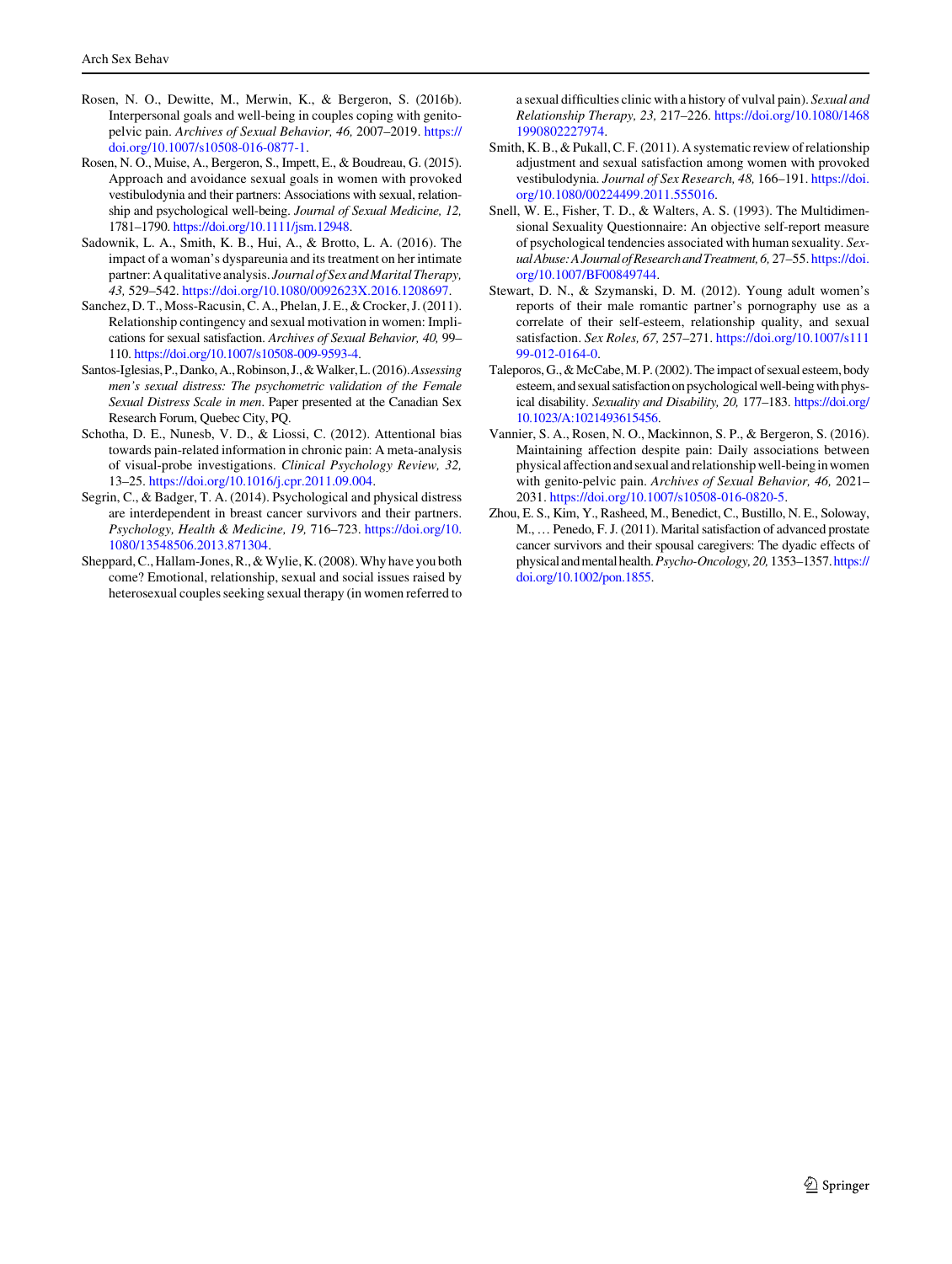Rosen, N. O., Dewitte, M., Merwin, K., & Bergeron, S. (2016b). Interpersonal goals and well-being in couples coping with genito-pelvic pain. *Archives of Sexual Behavior, 46,* 2007–2019. https://doi.org/10.1007/s10508-016-0877-1.

Rosen, N. O., Muise, A., Bergeron, S., Impett, E., & Boudreau, G. (2015). Approach and avoidance sexual goals in women with provoked vestibulodynia and their partners: Associations with sexual, relationship and psychological well-being. *Journal of Sexual Medicine, 12,* 1781–1790. https://doi.org/10.1111/jsm.12948.

Sadownik, L. A., Smith, K. B., Hui, A., & Brotto, L. A. (2016). The impact of a woman's dyspareunia and its treatment on her intimate partner: A qualitative analysis. *Journal of Sex and Marital Therapy, 43,* 529–542. https://doi.org/10.1080/0092623X.2016.1208697.

Sanchez, D. T., Moss-Racusin, C. A., Phelan, J. E., & Crocker, J. (2011). Relationship contingency and sexual motivation in women: Implications for sexual satisfaction. *Archives of Sexual Behavior, 40,* 99–110. https://doi.org/10.1007/s10508-009-9593-4.

Santos-Iglesias, P., Danko, A., Robinson, J., & Walker, L. (2016). *Assessing men's sexual distress: The psychometric validation of the Female Sexual Distress Scale in men*. Paper presented at the Canadian Sex Research Forum, Quebec City, PQ.

Schotha, D. E., Nunesb, V. D., & Liossi, C. (2012). Attentional bias towards pain-related information in chronic pain: A meta-analysis of visual-probe investigations. *Clinical Psychology Review, 32,* 13–25. https://doi.org/10.1016/j.cpr.2011.09.004.

Segrin, C., & Badger, T. A. (2014). Psychological and physical distress are interdependent in breast cancer survivors and their partners. *Psychology, Health & Medicine, 19,* 716–723. https://doi.org/10.1080/13548506.2013.871304.

Sheppard, C., Hallam-Jones, R., & Wylie, K. (2008). Why have you both come? Emotional, relationship, sexual and social issues raised by heterosexual couples seeking sexual therapy (in women referred to a sexual difficulties clinic with a history of vulval pain). *Sexual and Relationship Therapy, 23,* 217–226. https://doi.org/10.1080/14681990802227974.

Smith, K. B., & Pukall, C. F. (2011). A systematic review of relationship adjustment and sexual satisfaction among women with provoked vestibulodynia. *Journal of Sex Research, 48,* 166–191. https://doi.org/10.1080/00224499.2011.555016.

Snell, W. E., Fisher, T. D., & Walters, A. S. (1993). The Multidimensional Sexuality Questionnaire: An objective self-report measure of psychological tendencies associated with human sexuality. *Sexual Abuse: A Journal of Research and Treatment, 6,* 27–55. https://doi.org/10.1007/BF00849744.

Stewart, D. N., & Szymanski, D. M. (2012). Young adult women's reports of their male romantic partner's pornography use as a correlate of their self-esteem, relationship quality, and sexual satisfaction. *Sex Roles, 67,* 257–271. https://doi.org/10.1007/s11199-012-0164-0.

Taleporos, G., & McCabe, M. P. (2002). The impact of sexual esteem, body esteem, and sexual satisfaction on psychological well-being with physical disability. *Sexuality and Disability, 20,* 177–183. https://doi.org/10.1023/A:1021493615456.

Vannier, S. A., Rosen, N. O., Mackinnon, S. P., & Bergeron, S. (2016). Maintaining affection despite pain: Daily associations between physical affection and sexual and relationship well-being in women with genito-pelvic pain. *Archives of Sexual Behavior, 46,* 2021–2031. https://doi.org/10.1007/s10508-016-0820-5.

Zhou, E. S., Kim, Y., Rasheed, M., Benedict, C., Bustillo, N. E., Soloway, M., … Penedo, F. J. (2011). Marital satisfaction of advanced prostate cancer survivors and their spousal caregivers: The dyadic effects of physical and mental health. *Psycho-Oncology, 20,* 1353–1357. https://doi.org/10.1002/pon.1855.